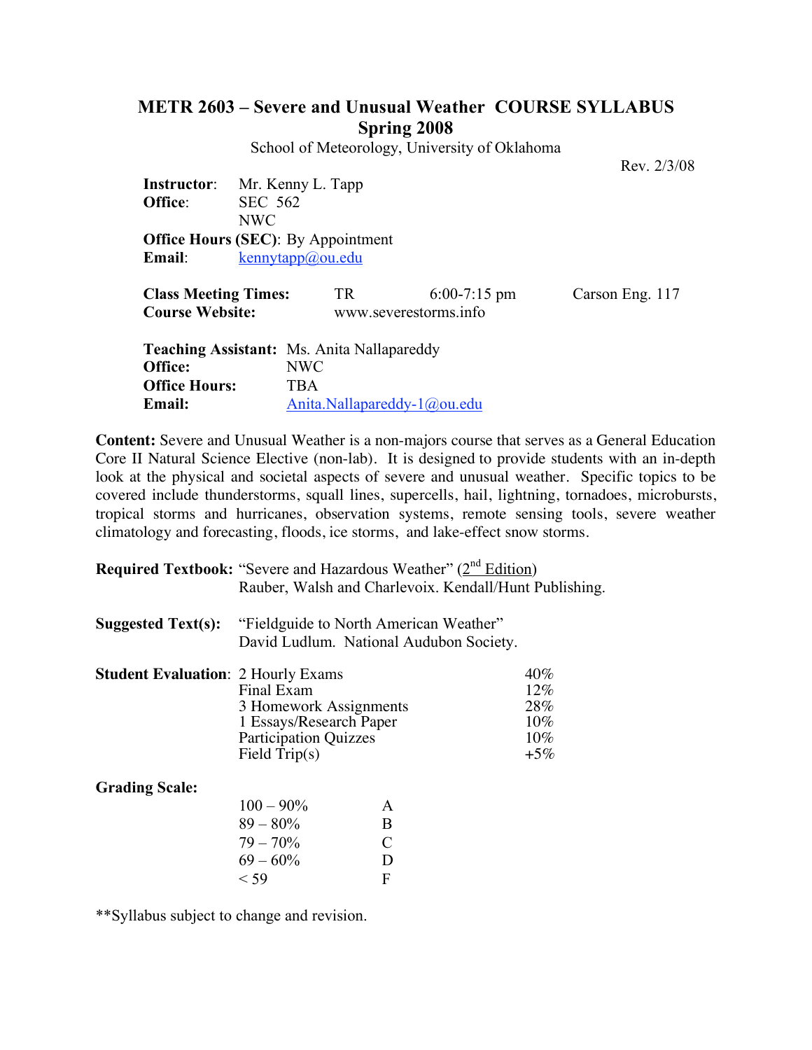# METR 2603 – Severe and Unusual Weather COURSE SYLLABUS
## Spring 2008

School of Meteorology, University of Oklahoma

Rev. 2/3/08

**Instructor**: Mr. Kenny L. Tapp
**Office**: SEC 562
NWC
**Office Hours (SEC)**: By Appointment
**Email**: kennytapp@ou.edu

**Class Meeting Times:** TR 6:00-7:15 pm Carson Eng. 117
**Course Website:** www.severestorms.info

**Teaching Assistant:** Ms. Anita Nallapareddy
**Office:** NWC
**Office Hours:** TBA
**Email:** Anita.Nallapareddy-1@ou.edu

**Content:** Severe and Unusual Weather is a non-majors course that serves as a General Education Core II Natural Science Elective (non-lab). It is designed to provide students with an in-depth look at the physical and societal aspects of severe and unusual weather. Specific topics to be covered include thunderstorms, squall lines, supercells, hail, lightning, tornadoes, microbursts, tropical storms and hurricanes, observation systems, remote sensing tools, severe weather climatology and forecasting, floods, ice storms, and lake-effect snow storms.

**Required Textbook:** "Severe and Hazardous Weather" (2nd Edition)
Rauber, Walsh and Charlevoix. Kendall/Hunt Publishing.

**Suggested Text(s):** "Fieldguide to North American Weather"
David Ludlum. National Audubon Society.

**Student Evaluation**:

| | |
|---|---|
| 2 Hourly Exams | 40% |
| Final Exam | 12% |
| 3 Homework Assignments | 28% |
| 1 Essays/Research Paper | 10% |
| Participation Quizzes | 10% |
| Field Trip(s) | +5% |

**Grading Scale:**

| | |
|---|---|
| 100 – 90% | A |
| 89 – 80% | B |
| 79 – 70% | C |
| 69 – 60% | D |
| < 59 | F |

**Syllabus subject to change and revision.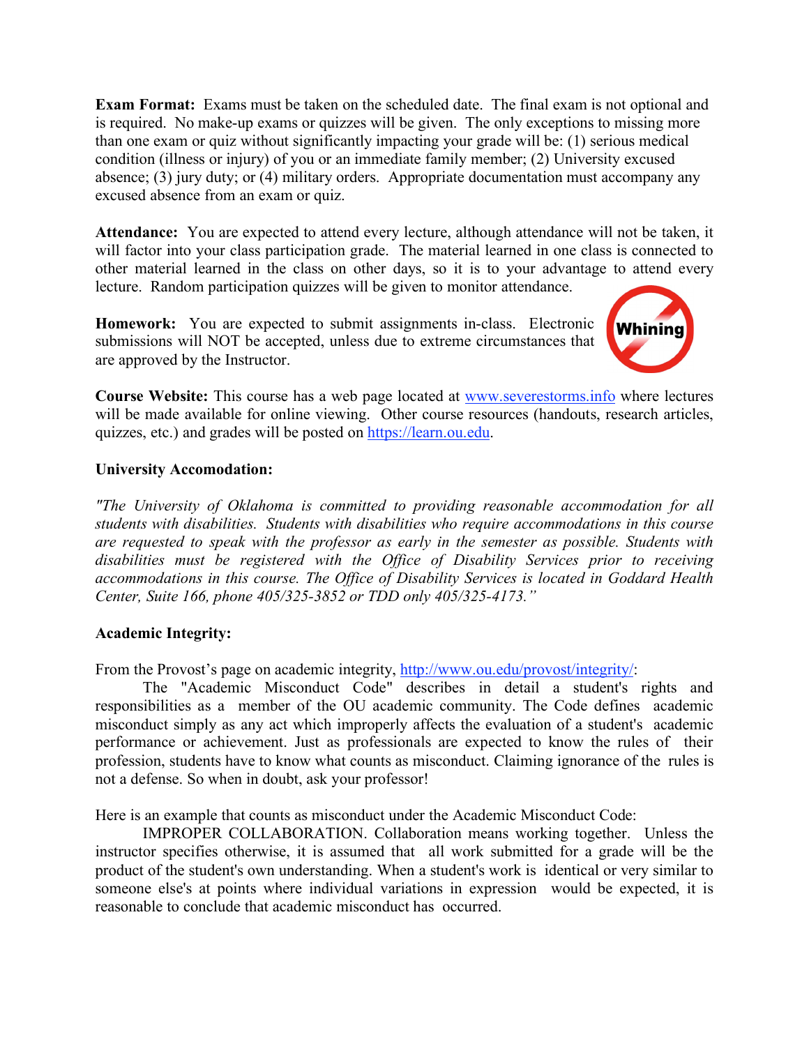**Exam Format:** Exams must be taken on the scheduled date. The final exam is not optional and is required. No make-up exams or quizzes will be given. The only exceptions to missing more than one exam or quiz without significantly impacting your grade will be: (1) serious medical condition (illness or injury) of you or an immediate family member; (2) University excused absence; (3) jury duty; or (4) military orders. Appropriate documentation must accompany any excused absence from an exam or quiz.

**Attendance:** You are expected to attend every lecture, although attendance will not be taken, it will factor into your class participation grade. The material learned in one class is connected to other material learned in the class on other days, so it is to your advantage to attend every lecture. Random participation quizzes will be given to monitor attendance.

**Homework:** You are expected to submit assignments in-class. Electronic submissions will NOT be accepted, unless due to extreme circumstances that are approved by the Instructor.

**Course Website:** This course has a web page located at www.severestorms.info where lectures will be made available for online viewing. Other course resources (handouts, research articles, quizzes, etc.) and grades will be posted on https://learn.ou.edu.

**University Accomodation:**

*"The University of Oklahoma is committed to providing reasonable accommodation for all students with disabilities. Students with disabilities who require accommodations in this course are requested to speak with the professor as early in the semester as possible. Students with disabilities must be registered with the Office of Disability Services prior to receiving accommodations in this course. The Office of Disability Services is located in Goddard Health Center, Suite 166, phone 405/325-3852 or TDD only 405/325-4173."*

**Academic Integrity:**

From the Provost's page on academic integrity, http://www.ou.edu/provost/integrity/:

The "Academic Misconduct Code" describes in detail a student's rights and responsibilities as a member of the OU academic community. The Code defines academic misconduct simply as any act which improperly affects the evaluation of a student's academic performance or achievement. Just as professionals are expected to know the rules of their profession, students have to know what counts as misconduct. Claiming ignorance of the rules is not a defense. So when in doubt, ask your professor!

Here is an example that counts as misconduct under the Academic Misconduct Code:

IMPROPER COLLABORATION. Collaboration means working together. Unless the instructor specifies otherwise, it is assumed that all work submitted for a grade will be the product of the student's own understanding. When a student's work is identical or very similar to someone else's at points where individual variations in expression would be expected, it is reasonable to conclude that academic misconduct has occurred.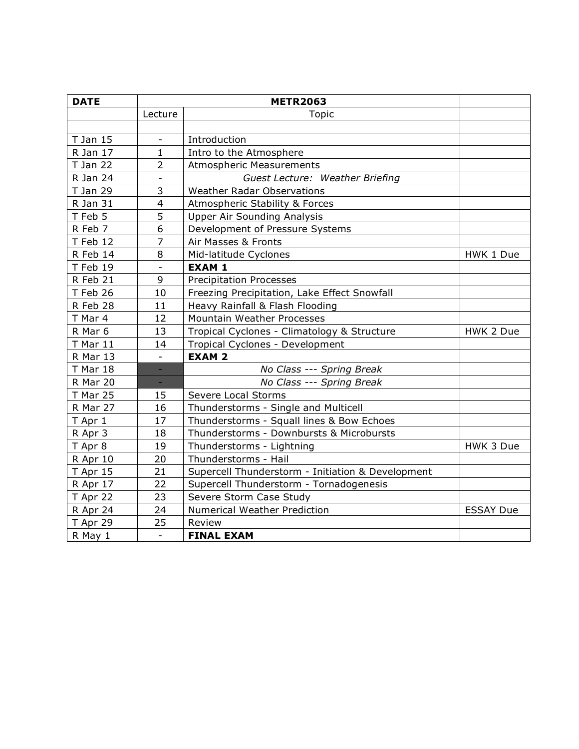| DATE | METR2063 | | |
|---|---|---|---|
| | Lecture | Topic | |
| | | | |
| T Jan 15 | - | Introduction | |
| R Jan 17 | 1 | Intro to the Atmosphere | |
| T Jan 22 | 2 | Atmospheric Measurements | |
| R Jan 24 | - | *Guest Lecture: Weather Briefing* | |
| T Jan 29 | 3 | Weather Radar Observations | |
| R Jan 31 | 4 | Atmospheric Stability & Forces | |
| T Feb 5 | 5 | Upper Air Sounding Analysis | |
| R Feb 7 | 6 | Development of Pressure Systems | |
| T Feb 12 | 7 | Air Masses & Fronts | |
| R Feb 14 | 8 | Mid-latitude Cyclones | HWK 1 Due |
| T Feb 19 | - | **EXAM 1** | |
| R Feb 21 | 9 | Precipitation Processes | |
| T Feb 26 | 10 | Freezing Precipitation, Lake Effect Snowfall | |
| R Feb 28 | 11 | Heavy Rainfall & Flash Flooding | |
| T Mar 4 | 12 | Mountain Weather Processes | |
| R Mar 6 | 13 | Tropical Cyclones - Climatology & Structure | HWK 2 Due |
| T Mar 11 | 14 | Tropical Cyclones - Development | |
| R Mar 13 | - | **EXAM 2** | |
| T Mar 18 | - | *No Class --- Spring Break* | |
| R Mar 20 | - | *No Class --- Spring Break* | |
| T Mar 25 | 15 | Severe Local Storms | |
| R Mar 27 | 16 | Thunderstorms - Single and Multicell | |
| T Apr 1 | 17 | Thunderstorms - Squall lines & Bow Echoes | |
| R Apr 3 | 18 | Thunderstorms - Downbursts & Microbursts | |
| T Apr 8 | 19 | Thunderstorms - Lightning | HWK 3 Due |
| R Apr 10 | 20 | Thunderstorms - Hail | |
| T Apr 15 | 21 | Supercell Thunderstorm - Initiation & Development | |
| R Apr 17 | 22 | Supercell Thunderstorm - Tornadogenesis | |
| T Apr 22 | 23 | Severe Storm Case Study | |
| R Apr 24 | 24 | Numerical Weather Prediction | ESSAY Due |
| T Apr 29 | 25 | Review | |
| R May 1 | - | **FINAL EXAM** | |